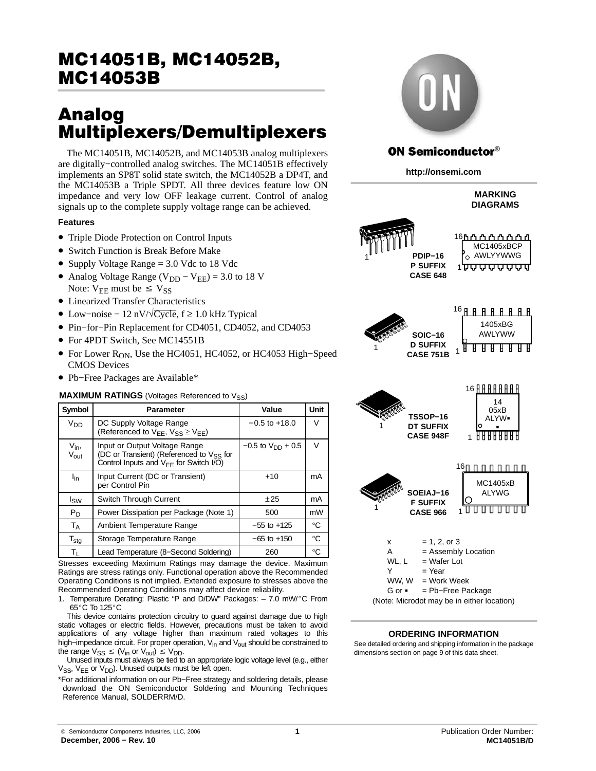# MC14051B, MC14052B, MC14053B

# Analog Multiplexers/Demultiplexers

The MC14051B, MC14052B, and MC14053B analog multiplexers are digitally−controlled analog switches. The MC14051B effectively implements an SP8T solid state switch, the MC14052B a DP4T, and the MC14053B a Triple SPDT. All three devices feature low ON impedance and very low OFF leakage current. Control of analog signals up to the complete supply voltage range can be achieved.

**Features**

- Triple Diode Protection on Control Inputs
- Switch Function is Break Before Make
- Supply Voltage Range = 3.0 Vdc to 18 Vdc
- Analog Voltage Range ($V_{DD} - V_{EE}$) = 3.0 to 18 V
  Note: $V_{EE}$ must be $\leq V_{SS}$
- Linearized Transfer Characteristics
- Low−noise − 12 nV/$\sqrt{\text{Cycle}}$, f ≥ 1.0 kHz Typical
- Pin−for−Pin Replacement for CD4051, CD4052, and CD4053
- For 4PDT Switch, See MC14551B
- For Lower $R_{ON}$, Use the HC4051, HC4052, or HC4053 High−Speed CMOS Devices
- Pb−Free Packages are Available*

**MAXIMUM RATINGS** (Voltages Referenced to $V_{SS}$)

| Symbol | Parameter | Value | Unit |
|---|---|---|---|
| $V_{DD}$ | DC Supply Voltage Range (Referenced to $V_{EE}$, $V_{SS} \geq V_{EE}$) | −0.5 to +18.0 | V |
| $V_{in}$, $V_{out}$ | Input or Output Voltage Range (DC or Transient) (Referenced to $V_{SS}$ for Control Inputs and $V_{EE}$ for Switch I/O) | −0.5 to $V_{DD}$ + 0.5 | V |
| $I_{in}$ | Input Current (DC or Transient) per Control Pin | +10 | mA |
| $I_{SW}$ | Switch Through Current | ±25 | mA |
| $P_D$ | Power Dissipation per Package (Note 1) | 500 | mW |
| $T_A$ | Ambient Temperature Range | −55 to +125 | °C |
| $T_{stg}$ | Storage Temperature Range | −65 to +150 | °C |
| $T_L$ | Lead Temperature (8−Second Soldering) | 260 | °C |

Stresses exceeding Maximum Ratings may damage the device. Maximum Ratings are stress ratings only. Functional operation above the Recommended Operating Conditions is not implied. Extended exposure to stresses above the Recommended Operating Conditions may affect device reliability.

1. Temperature Derating: Plastic "P and D/DW" Packages: – 7.0 mW/°C From 65°C To 125°C

This device contains protection circuitry to guard against damage due to high static voltages or electric fields. However, precautions must be taken to avoid applications of any voltage higher than maximum rated voltages to this high−impedance circuit. For proper operation, $V_{in}$ and $V_{out}$ should be constrained to the range $V_{SS} \leq (V_{in}$ or $V_{out}) \leq V_{DD}$.

Unused inputs must always be tied to an appropriate logic voltage level (e.g., either $V_{SS}$, $V_{EE}$ or $V_{DD}$). Unused outputs must be left open.

*For additional information on our Pb−Free strategy and soldering details, please download the ON Semiconductor Soldering and Mounting Techniques Reference Manual, SOLDERRM/D.

ON Semiconductor®

http://onsemi.com

**MARKING DIAGRAMS**

PDIP−16
P SUFFIX
CASE 648

MC1405xBCP
AWLYYWWG

SOIC−16
D SUFFIX
CASE 751B

1405xBG
AWLYWW

TSSOP−16
DT SUFFIX
CASE 948F

14
05xB
ALYW▪
▪

SOEIAJ−16
F SUFFIX
CASE 966

MC1405xB
ALYWG

x = 1, 2, or 3
A = Assembly Location
WL, L = Wafer Lot
Y = Year
WW, W = Work Week
G or ▪ = Pb−Free Package
(Note: Microdot may be in either location)

**ORDERING INFORMATION**

See detailed ordering and shipping information in the package dimensions section on page 9 of this data sheet.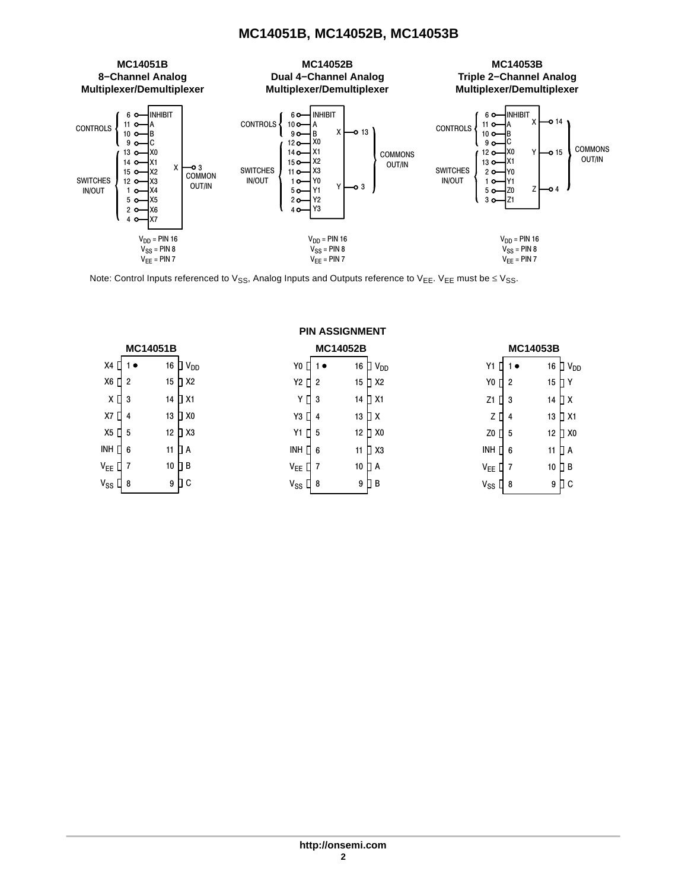### MC14051B 8−Channel Analog Multiplexer/Demultiplexer

| Function | Pin | Signal |
|---|---|---|
| CONTROLS | 6 | INHIBIT |
| | 11 | A |
| | 10 | B |
| | 9 | C |
| SWITCHES IN/OUT | 13 | X0 |
| | 14 | X1 |
| | 15 | X2 |
| | 12 | X3 |
| | 1 | X4 |
| | 5 | X5 |
| | 2 | X6 |
| | 4 | X7 |
| COMMON OUT/IN | 3 | X |

$V_{DD}$ = PIN 16
$V_{SS}$ = PIN 8
$V_{EE}$ = PIN 7

### MC14052B Dual 4−Channel Analog Multiplexer/Demultiplexer

| Function | Pin | Signal |
|---|---|---|
| CONTROLS | 6 | INHIBIT |
| | 10 | A |
| | 9 | B |
| SWITCHES IN/OUT | 12 | X0 |
| | 14 | X1 |
| | 15 | X2 |
| | 11 | X3 |
| | 1 | Y0 |
| | 5 | Y1 |
| | 2 | Y2 |
| | 4 | Y3 |
| COMMONS OUT/IN | 13 | X |
| | 3 | Y |

$V_{DD}$ = PIN 16
$V_{SS}$ = PIN 8
$V_{EE}$ = PIN 7

### MC14053B Triple 2−Channel Analog Multiplexer/Demultiplexer

| Function | Pin | Signal |
|---|---|---|
| CONTROLS | 6 | INHIBIT |
| | 11 | A |
| | 10 | B |
| | 9 | C |
| SWITCHES IN/OUT | 12 | X0 |
| | 13 | X1 |
| | 2 | Y0 |
| | 1 | Y1 |
| | 5 | Z0 |
| | 3 | Z1 |
| COMMONS OUT/IN | 14 | X |
| | 15 | Y |
| | 4 | Z |

$V_{DD}$ = PIN 16
$V_{SS}$ = PIN 8
$V_{EE}$ = PIN 7

Note: Control Inputs referenced to $V_{SS}$, Analog Inputs and Outputs reference to $V_{EE}$. $V_{EE}$ must be ≤ $V_{SS}$.

## PIN ASSIGNMENT

### MC14051B

| Signal | Pin | Pin | Signal |
|---|---|---|---|
| X4 | 1 | 16 | $V_{DD}$ |
| X6 | 2 | 15 | X2 |
| X | 3 | 14 | X1 |
| X7 | 4 | 13 | X0 |
| X5 | 5 | 12 | X3 |
| INH | 6 | 11 | A |
| $V_{EE}$ | 7 | 10 | B |
| $V_{SS}$ | 8 | 9 | C |

### MC14052B

| Signal | Pin | Pin | Signal |
|---|---|---|---|
| Y0 | 1 | 16 | $V_{DD}$ |
| Y2 | 2 | 15 | X2 |
| Y | 3 | 14 | X1 |
| Y3 | 4 | 13 | X |
| Y1 | 5 | 12 | X0 |
| INH | 6 | 11 | X3 |
| $V_{EE}$ | 7 | 10 | A |
| $V_{SS}$ | 8 | 9 | B |

### MC14053B

| Signal | Pin | Pin | Signal |
|---|---|---|---|
| Y1 | 1 | 16 | $V_{DD}$ |
| Y0 | 2 | 15 | Y |
| Z1 | 3 | 14 | X |
| Z | 4 | 13 | X1 |
| Z0 | 5 | 12 | X0 |
| INH | 6 | 11 | A |
| $V_{EE}$ | 7 | 10 | B |
| $V_{SS}$ | 8 | 9 | C |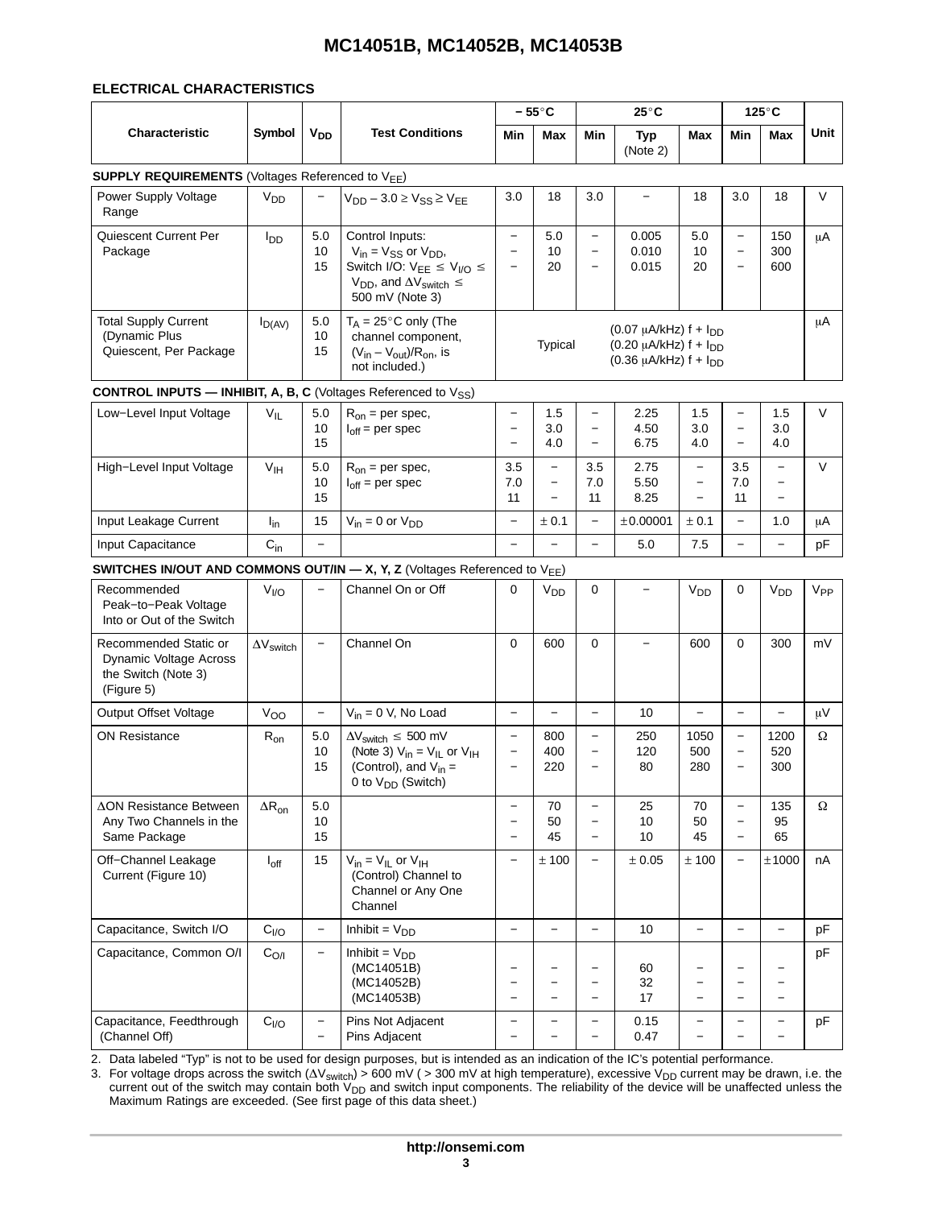## ELECTRICAL CHARACTERISTICS

| Characteristic | Symbol | $V_{DD}$ | Test Conditions | − 55°C | | 25°C | | | 125°C | | Unit |
|---|---|---|---|---|---|---|---|---|---|---|---|
| | | | | Min | Max | Min | Typ (Note 2) | Max | Min | Max | |
| **SUPPLY REQUIREMENTS** (Voltages Referenced to $V_{EE}$) | | | | | | | | | | | |
| Power Supply Voltage Range | $V_{DD}$ | − | $V_{DD} - 3.0 \geq V_{SS} \geq V_{EE}$ | 3.0 | 18 | 3.0 | − | 18 | 3.0 | 18 | V |
| Quiescent Current Per Package | $I_{DD}$ | 5.0<br>10<br>15 | Control Inputs: $V_{in} = V_{SS}$ or $V_{DD}$, Switch I/O: $V_{EE} \leq V_{I/O} \leq V_{DD}$, and $\Delta V_{switch} \leq$ 500 mV (Note 3) | −<br>−<br>− | 5.0<br>10<br>20 | −<br>−<br>− | 0.005<br>0.010<br>0.015 | 5.0<br>10<br>20 | −<br>−<br>− | 150<br>300<br>600 | μA |
| Total Supply Current (Dynamic Plus Quiescent, Per Package | $I_{D(AV)}$ | 5.0<br>10<br>15 | $T_A = 25°C$ only (The channel component, $(V_{in} - V_{out})/R_{on}$, is not included.) | Typical | | (0.07 μA/kHz) f + $I_{DD}$<br>(0.20 μA/kHz) f + $I_{DD}$<br>(0.36 μA/kHz) f + $I_{DD}$ | | | | | μA |
| **CONTROL INPUTS — INHIBIT, A, B, C** (Voltages Referenced to $V_{SS}$) | | | | | | | | | | | |
| Low−Level Input Voltage | $V_{IL}$ | 5.0<br>10<br>15 | $R_{on}$ = per spec, $I_{off}$ = per spec | −<br>−<br>− | 1.5<br>3.0<br>4.0 | −<br>−<br>− | 2.25<br>4.50<br>6.75 | 1.5<br>3.0<br>4.0 | −<br>−<br>− | 1.5<br>3.0<br>4.0 | V |
| High−Level Input Voltage | $V_{IH}$ | 5.0<br>10<br>15 | $R_{on}$ = per spec, $I_{off}$ = per spec | 3.5<br>7.0<br>11 | −<br>−<br>− | 3.5<br>7.0<br>11 | 2.75<br>5.50<br>8.25 | −<br>−<br>− | 3.5<br>7.0<br>11 | −<br>−<br>− | V |
| Input Leakage Current | $I_{in}$ | 15 | $V_{in}$ = 0 or $V_{DD}$ | − | ± 0.1 | − | ±0.00001 | ± 0.1 | − | 1.0 | μA |
| Input Capacitance | $C_{in}$ | − | | − | − | − | 5.0 | 7.5 | − | − | pF |
| **SWITCHES IN/OUT AND COMMONS OUT/IN — X, Y, Z** (Voltages Referenced to $V_{EE}$) | | | | | | | | | | | |
| Recommended Peak−to−Peak Voltage Into or Out of the Switch | $V_{I/O}$ | − | Channel On or Off | 0 | $V_{DD}$ | 0 | − | $V_{DD}$ | 0 | $V_{DD}$ | $V_{PP}$ |
| Recommended Static or Dynamic Voltage Across the Switch (Note 3) (Figure 5) | $\Delta V_{switch}$ | − | Channel On | 0 | 600 | 0 | − | 600 | 0 | 300 | mV |
| Output Offset Voltage | $V_{OO}$ | − | $V_{in}$ = 0 V, No Load | − | − | − | 10 | − | − | − | μV |
| ON Resistance | $R_{on}$ | 5.0<br>10<br>15 | $\Delta V_{switch} \leq$ 500 mV (Note 3) $V_{in} = V_{IL}$ or $V_{IH}$ (Control), and $V_{in}$ = 0 to $V_{DD}$ (Switch) | −<br>−<br>− | 800<br>400<br>220 | −<br>−<br>− | 250<br>120<br>80 | 1050<br>500<br>280 | −<br>−<br>− | 1200<br>520<br>300 | Ω |
| ΔON Resistance Between Any Two Channels in the Same Package | $\Delta R_{on}$ | 5.0<br>10<br>15 | | −<br>−<br>− | 70<br>50<br>45 | −<br>−<br>− | 25<br>10<br>10 | 70<br>50<br>45 | −<br>−<br>− | 135<br>95<br>65 | Ω |
| Off−Channel Leakage Current (Figure 10) | $I_{off}$ | 15 | $V_{in} = V_{IL}$ or $V_{IH}$ (Control) Channel to Channel or Any One Channel | − | ± 100 | − | ± 0.05 | ± 100 | − | ±1000 | nA |
| Capacitance, Switch I/O | $C_{I/O}$ | − | Inhibit = $V_{DD}$ | − | − | − | 10 | − | − | − | pF |
| Capacitance, Common O/I | $C_{O/I}$ | − | Inhibit = $V_{DD}$<br>(MC14051B)<br>(MC14052B)<br>(MC14053B) | −<br>−<br>− | −<br>−<br>− | −<br>−<br>− | 60<br>32<br>17 | −<br>−<br>− | −<br>−<br>− | −<br>−<br>− | pF |
| Capacitance, Feedthrough (Channel Off) | $C_{I/O}$ | −<br>− | Pins Not Adjacent<br>Pins Adjacent | −<br>− | −<br>− | −<br>− | 0.15<br>0.47 | −<br>− | −<br>− | −<br>− | pF |

2. Data labeled "Typ" is not to be used for design purposes, but is intended as an indication of the IC's potential performance.
3. For voltage drops across the switch ($\Delta V_{switch}$) > 600 mV ( > 300 mV at high temperature), excessive $V_{DD}$ current may be drawn, i.e. the current out of the switch may contain both $V_{DD}$ and switch input components. The reliability of the device will be unaffected unless the Maximum Ratings are exceeded. (See first page of this data sheet.)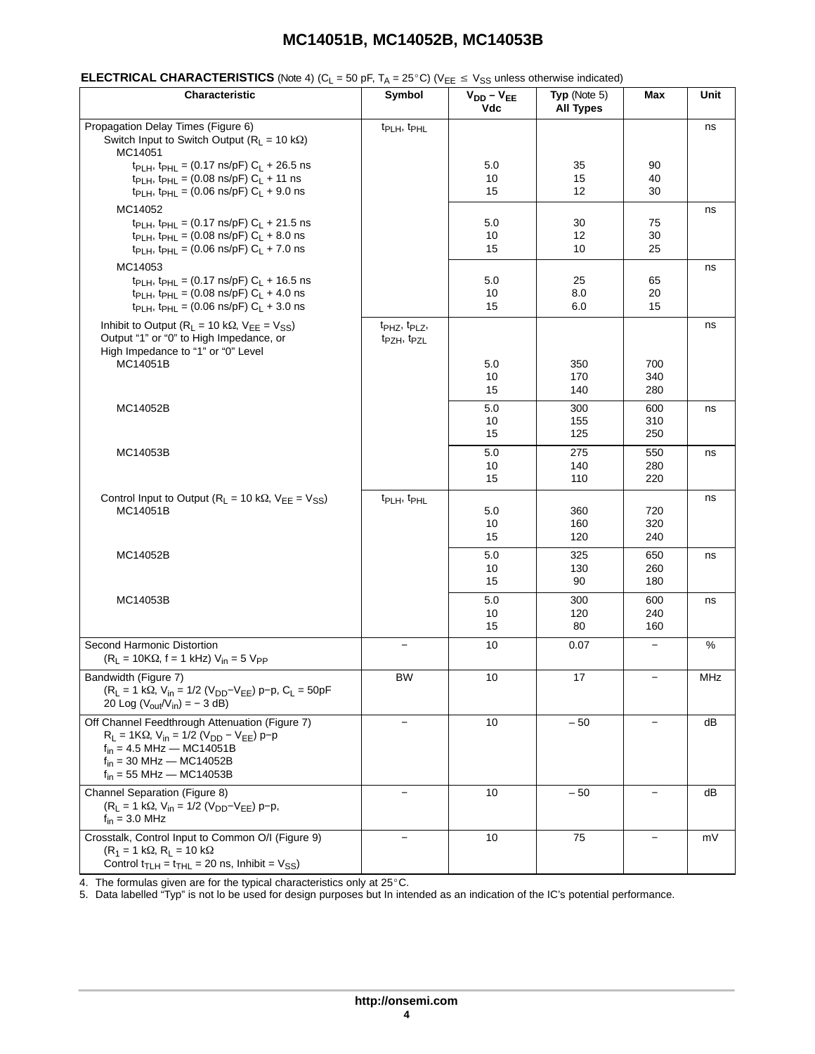**ELECTRICAL CHARACTERISTICS** (Note 4) ($C_L$ = 50 pF, $T_A$ = 25°C) ($V_{EE} \leq V_{SS}$ unless otherwise indicated)

| Characteristic | Symbol | $V_{DD} - V_{EE}$ Vdc | Typ (Note 5) All Types | Max | Unit |
|---|---|---|---|---|---|
| Propagation Delay Times (Figure 6) Switch Input to Switch Output ($R_L$ = 10 kΩ) | $t_{PLH}$, $t_{PHL}$ | | | | ns |
| MC14051 | | | | | |
| $t_{PLH}$, $t_{PHL}$ = (0.17 ns/pF) $C_L$ + 26.5 ns | | 5.0 | 35 | 90 | |
| $t_{PLH}$, $t_{PHL}$ = (0.08 ns/pF) $C_L$ + 11 ns | | 10 | 15 | 40 | |
| $t_{PLH}$, $t_{PHL}$ = (0.06 ns/pF) $C_L$ + 9.0 ns | | 15 | 12 | 30 | |
| MC14052 | | | | | ns |
| $t_{PLH}$, $t_{PHL}$ = (0.17 ns/pF) $C_L$ + 21.5 ns | | 5.0 | 30 | 75 | |
| $t_{PLH}$, $t_{PHL}$ = (0.08 ns/pF) $C_L$ + 8.0 ns | | 10 | 12 | 30 | |
| $t_{PLH}$, $t_{PHL}$ = (0.06 ns/pF) $C_L$ + 7.0 ns | | 15 | 10 | 25 | |
| MC14053 | | | | | ns |
| $t_{PLH}$, $t_{PHL}$ = (0.17 ns/pF) $C_L$ + 16.5 ns | | 5.0 | 25 | 65 | |
| $t_{PLH}$, $t_{PHL}$ = (0.08 ns/pF) $C_L$ + 4.0 ns | | 10 | 8.0 | 20 | |
| $t_{PLH}$, $t_{PHL}$ = (0.06 ns/pF) $C_L$ + 3.0 ns | | 15 | 6.0 | 15 | |
| Inhibit to Output ($R_L$ = 10 kΩ, $V_{EE}$ = $V_{SS}$) Output "1" or "0" to High Impedance, or High Impedance to "1" or "0" Level | $t_{PHZ}$, $t_{PLZ}$, $t_{PZH}$, $t_{PZL}$ | | | | ns |
| MC14051B | | 5.0 | 350 | 700 | |
| | | 10 | 170 | 340 | |
| | | 15 | 140 | 280 | |
| MC14052B | | 5.0 | 300 | 600 | ns |
| | | 10 | 155 | 310 | |
| | | 15 | 125 | 250 | |
| MC14053B | | 5.0 | 275 | 550 | ns |
| | | 10 | 140 | 280 | |
| | | 15 | 110 | 220 | |
| Control Input to Output ($R_L$ = 10 kΩ, $V_{EE}$ = $V_{SS}$) | $t_{PLH}$, $t_{PHL}$ | | | | ns |
| MC14051B | | 5.0 | 360 | 720 | |
| | | 10 | 160 | 320 | |
| | | 15 | 120 | 240 | |
| MC14052B | | 5.0 | 325 | 650 | ns |
| | | 10 | 130 | 260 | |
| | | 15 | 90 | 180 | |
| MC14053B | | 5.0 | 300 | 600 | ns |
| | | 10 | 120 | 240 | |
| | | 15 | 80 | 160 | |
| Second Harmonic Distortion ($R_L$ = 10KΩ, f = 1 kHz) $V_{in}$ = 5 $V_{PP}$ | – | 10 | 0.07 | – | % |
| Bandwidth (Figure 7) ($R_L$ = 1 kΩ, $V_{in}$ = 1/2 ($V_{DD}$−$V_{EE}$) p−p, $C_L$ = 50pF 20 Log ($V_{out}$/$V_{in}$) = − 3 dB) | BW | 10 | 17 | – | MHz |
| Off Channel Feedthrough Attenuation (Figure 7) $R_L$ = 1KΩ, $V_{in}$ = 1/2 ($V_{DD}$ − $V_{EE}$) p−p $f_{in}$ = 4.5 MHz — MC14051B $f_{in}$ = 30 MHz — MC14052B $f_{in}$ = 55 MHz — MC14053B | – | 10 | – 50 | – | dB |
| Channel Separation (Figure 8) ($R_L$ = 1 kΩ, $V_{in}$ = 1/2 ($V_{DD}$−$V_{EE}$) p−p, $f_{in}$ = 3.0 MHz | – | 10 | – 50 | – | dB |
| Crosstalk, Control Input to Common O/I (Figure 9) ($R_1$ = 1 kΩ, $R_L$ = 10 kΩ Control $t_{TLH}$ = $t_{THL}$ = 20 ns, Inhibit = $V_{SS}$) | – | 10 | 75 | – | mV |

4. The formulas given are for the typical characteristics only at 25°C.
5. Data labelled "Typ" is not lo be used for design purposes but In intended as an indication of the IC's potential performance.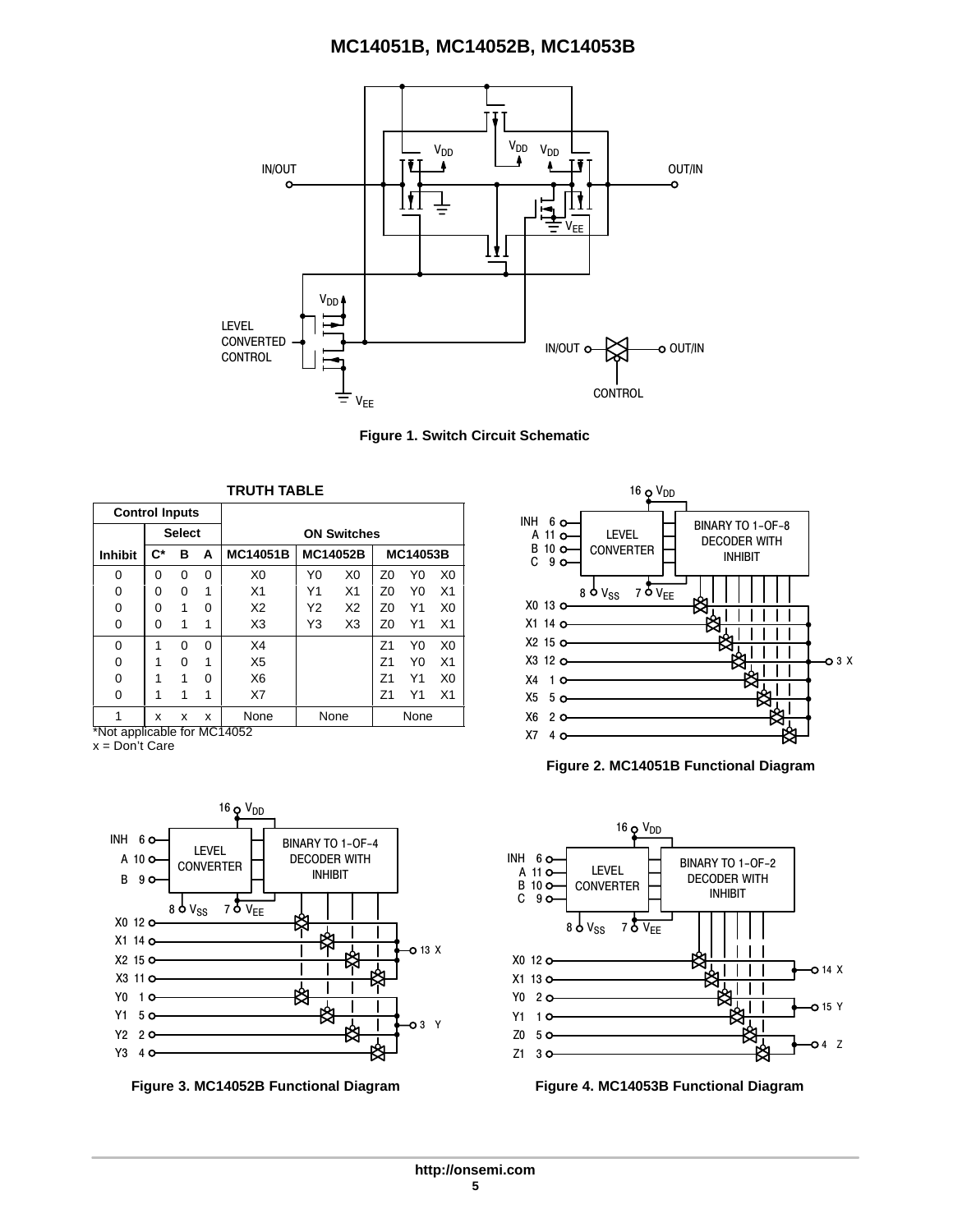Figure 1. Switch Circuit Schematic

**TRUTH TABLE**

| Control Inputs | | | | ON Switches | | | | | |
|---|---|---|---|---|---|---|---|---|---|
| | Select | | | | | | | | |
| Inhibit | C* | B | A | MC14051B | MC14052B | | MC14053B | | |
| 0 | 0 | 0 | 0 | X0 | Y0 | X0 | Z0 | Y0 | X0 |
| 0 | 0 | 0 | 1 | X1 | Y1 | X1 | Z0 | Y0 | X1 |
| 0 | 0 | 1 | 0 | X2 | Y2 | X2 | Z0 | Y1 | X0 |
| 0 | 0 | 1 | 1 | X3 | Y3 | X3 | Z0 | Y1 | X1 |
| 0 | 1 | 0 | 0 | X4 | | | Z1 | Y0 | X0 |
| 0 | 1 | 0 | 1 | X5 | | | Z1 | Y0 | X1 |
| 0 | 1 | 1 | 0 | X6 | | | Z1 | Y1 | X0 |
| 0 | 1 | 1 | 1 | X7 | | | Z1 | Y1 | X1 |
| 1 | x | x | x | None | None | | None | | |

*Not applicable for MC14052
x = Don't Care

Figure 2. MC14051B Functional Diagram

Figure 3. MC14052B Functional Diagram

Figure 4. MC14053B Functional Diagram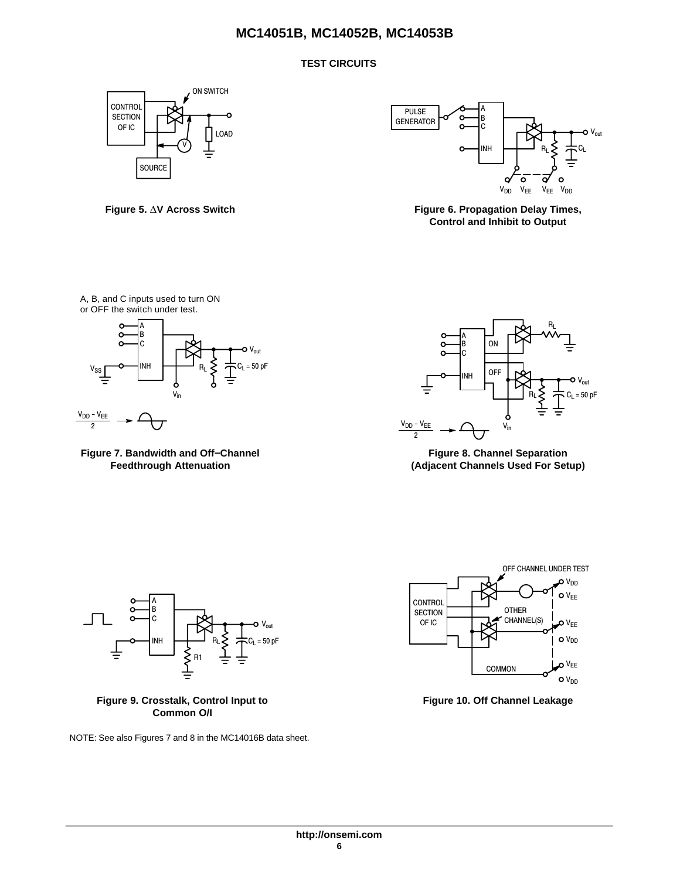## TEST CIRCUITS

Figure 5. ΔV Across Switch

Figure 6. Propagation Delay Times, Control and Inhibit to Output

A, B, and C inputs used to turn ON or OFF the switch under test.

Figure 7. Bandwidth and Off−Channel Feedthrough Attenuation

Figure 8. Channel Separation (Adjacent Channels Used For Setup)

Figure 9. Crosstalk, Control Input to Common O/I

Figure 10. Off Channel Leakage

NOTE: See also Figures 7 and 8 in the MC14016B data sheet.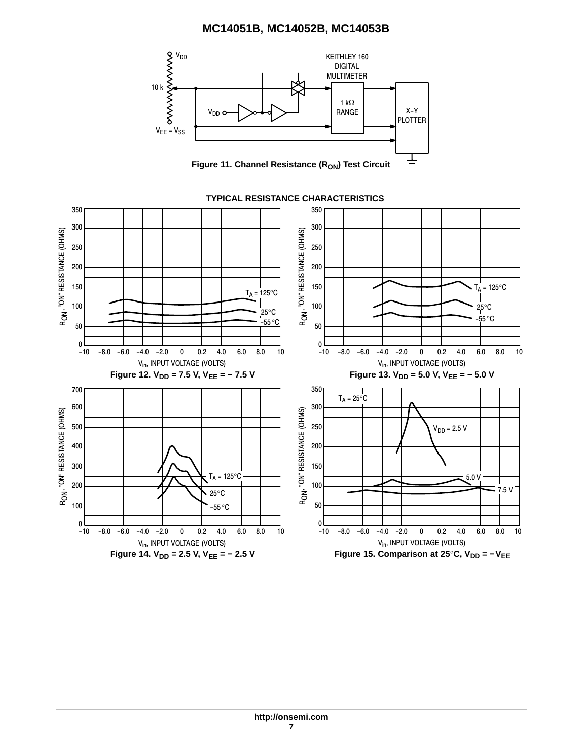Figure 11. Channel Resistance ($R_{ON}$) Test Circuit

## TYPICAL RESISTANCE CHARACTERISTICS

Figure 12. $V_{DD}$ = 7.5 V, $V_{EE}$ = − 7.5 V

Figure 13. $V_{DD}$ = 5.0 V, $V_{EE}$ = − 5.0 V

Figure 14. $V_{DD}$ = 2.5 V, $V_{EE}$ = − 2.5 V

Figure 15. Comparison at 25°C, $V_{DD}$ = $-V_{EE}$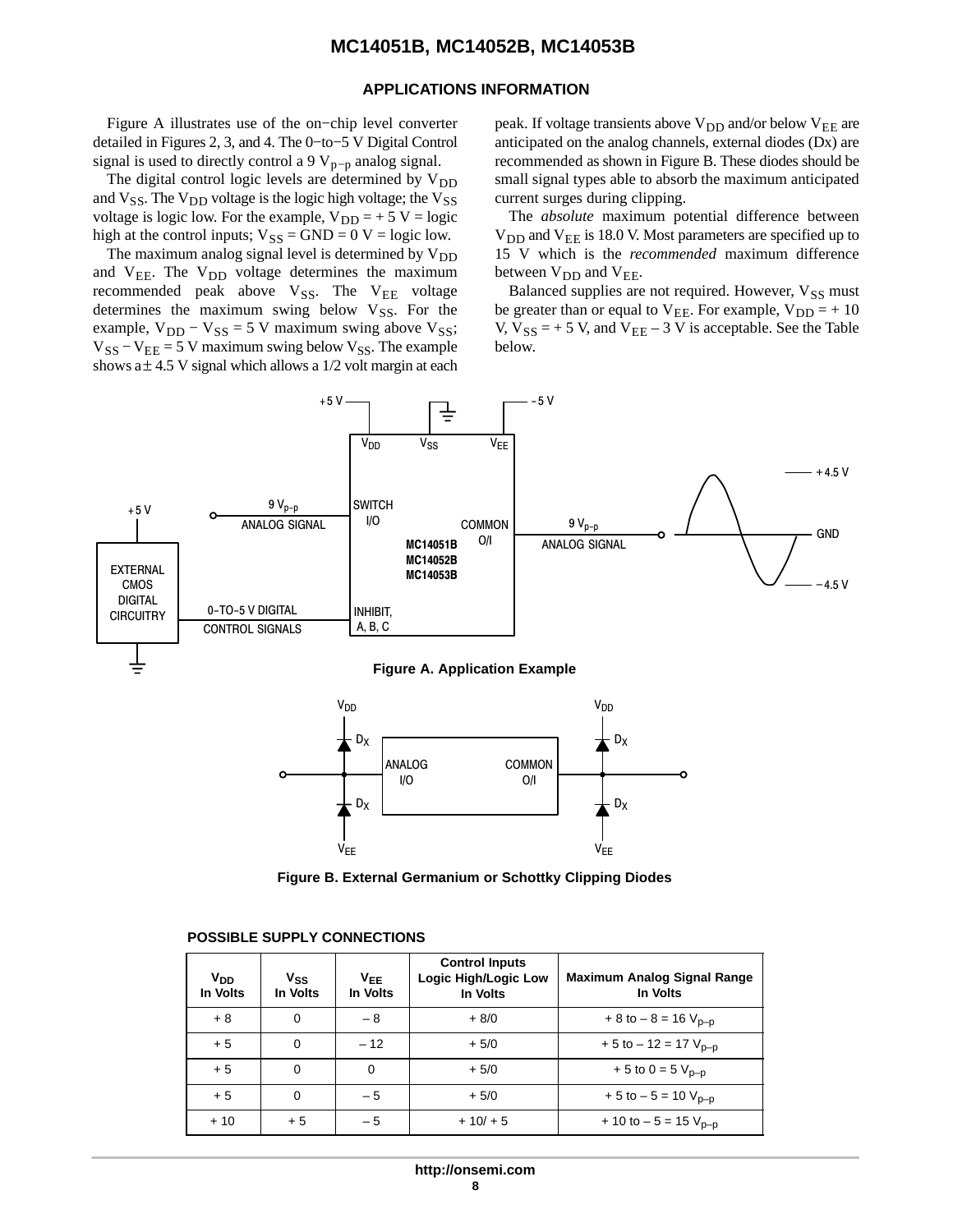## APPLICATIONS INFORMATION

Figure A illustrates use of the on−chip level converter detailed in Figures 2, 3, and 4. The 0−to−5 V Digital Control signal is used to directly control a 9 $V_{p-p}$ analog signal.

The digital control logic levels are determined by $V_{DD}$ and $V_{SS}$. The $V_{DD}$ voltage is the logic high voltage; the $V_{SS}$ voltage is logic low. For the example, $V_{DD}$ = + 5 V = logic high at the control inputs; $V_{SS}$ = GND = 0 V = logic low.

The maximum analog signal level is determined by $V_{DD}$ and $V_{EE}$. The $V_{DD}$ voltage determines the maximum recommended peak above $V_{SS}$. The $V_{EE}$ voltage determines the maximum swing below $V_{SS}$. For the example, $V_{DD} - V_{SS}$ = 5 V maximum swing above $V_{SS}$; $V_{SS} - V_{EE}$ = 5 V maximum swing below $V_{SS}$. The example shows a ± 4.5 V signal which allows a 1/2 volt margin at each peak. If voltage transients above $V_{DD}$ and/or below $V_{EE}$ are anticipated on the analog channels, external diodes (Dx) are recommended as shown in Figure B. These diodes should be small signal types able to absorb the maximum anticipated current surges during clipping.

The *absolute* maximum potential difference between $V_{DD}$ and $V_{EE}$ is 18.0 V. Most parameters are specified up to 15 V which is the *recommended* maximum difference between $V_{DD}$ and $V_{EE}$.

Balanced supplies are not required. However, $V_{SS}$ must be greater than or equal to $V_{EE}$. For example, $V_{DD}$ = + 10 V, $V_{SS}$ = + 5 V, and $V_{EE}$ – 3 V is acceptable. See the Table below.

Figure A. Application Example

Figure B. External Germanium or Schottky Clipping Diodes

**POSSIBLE SUPPLY CONNECTIONS**

| $V_{DD}$ In Volts | $V_{SS}$ In Volts | $V_{EE}$ In Volts | Control Inputs Logic High/Logic Low In Volts | Maximum Analog Signal Range In Volts |
|---|---|---|---|---|
| + 8 | 0 | – 8 | + 8/0 | + 8 to – 8 = 16 $V_{p-p}$ |
| + 5 | 0 | – 12 | + 5/0 | + 5 to – 12 = 17 $V_{p-p}$ |
| + 5 | 0 | 0 | + 5/0 | + 5 to 0 = 5 $V_{p-p}$ |
| + 5 | 0 | – 5 | + 5/0 | + 5 to – 5 = 10 $V_{p-p}$ |
| + 10 | + 5 | – 5 | + 10/ + 5 | + 10 to – 5 = 15 $V_{p-p}$ |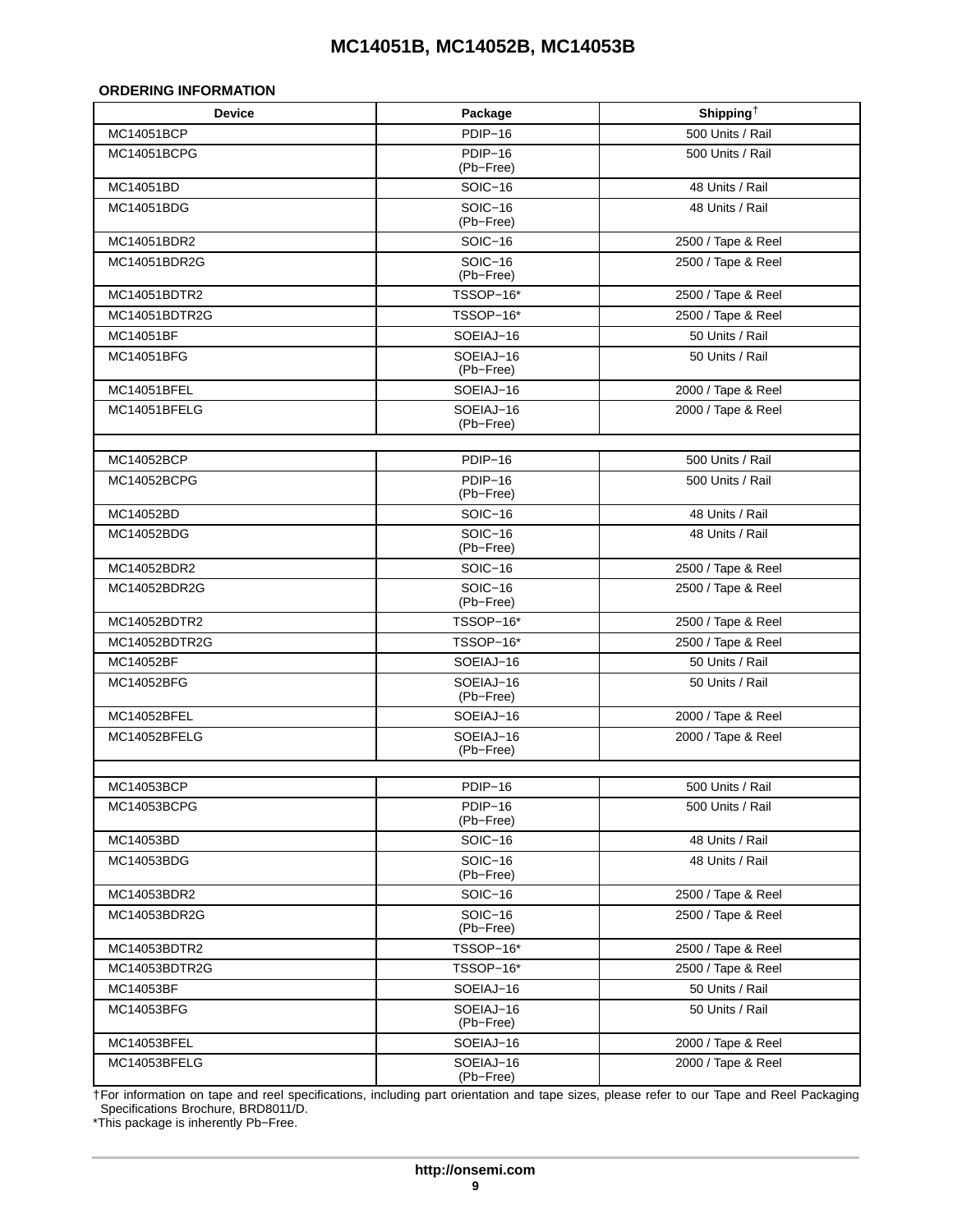**ORDERING INFORMATION**

| Device | Package | Shipping† |
|---|---|---|
| MC14051BCP | PDIP−16 | 500 Units / Rail |
| MC14051BCPG | PDIP−16 (Pb−Free) | 500 Units / Rail |
| MC14051BD | SOIC−16 | 48 Units / Rail |
| MC14051BDG | SOIC−16 (Pb−Free) | 48 Units / Rail |
| MC14051BDR2 | SOIC−16 | 2500 / Tape & Reel |
| MC14051BDR2G | SOIC−16 (Pb−Free) | 2500 / Tape & Reel |
| MC14051BDTR2 | TSSOP−16* | 2500 / Tape & Reel |
| MC14051BDTR2G | TSSOP−16* | 2500 / Tape & Reel |
| MC14051BF | SOEIAJ−16 | 50 Units / Rail |
| MC14051BFG | SOEIAJ−16 (Pb−Free) | 50 Units / Rail |
| MC14051BFEL | SOEIAJ−16 | 2000 / Tape & Reel |
| MC14051BFELG | SOEIAJ−16 (Pb−Free) | 2000 / Tape & Reel |
| | | |
| MC14052BCP | PDIP−16 | 500 Units / Rail |
| MC14052BCPG | PDIP−16 (Pb−Free) | 500 Units / Rail |
| MC14052BD | SOIC−16 | 48 Units / Rail |
| MC14052BDG | SOIC−16 (Pb−Free) | 48 Units / Rail |
| MC14052BDR2 | SOIC−16 | 2500 / Tape & Reel |
| MC14052BDR2G | SOIC−16 (Pb−Free) | 2500 / Tape & Reel |
| MC14052BDTR2 | TSSOP−16* | 2500 / Tape & Reel |
| MC14052BDTR2G | TSSOP−16* | 2500 / Tape & Reel |
| MC14052BF | SOEIAJ−16 | 50 Units / Rail |
| MC14052BFG | SOEIAJ−16 (Pb−Free) | 50 Units / Rail |
| MC14052BFEL | SOEIAJ−16 | 2000 / Tape & Reel |
| MC14052BFELG | SOEIAJ−16 (Pb−Free) | 2000 / Tape & Reel |
| | | |
| MC14053BCP | PDIP−16 | 500 Units / Rail |
| MC14053BCPG | PDIP−16 (Pb−Free) | 500 Units / Rail |
| MC14053BD | SOIC−16 | 48 Units / Rail |
| MC14053BDG | SOIC−16 (Pb−Free) | 48 Units / Rail |
| MC14053BDR2 | SOIC−16 | 2500 / Tape & Reel |
| MC14053BDR2G | SOIC−16 (Pb−Free) | 2500 / Tape & Reel |
| MC14053BDTR2 | TSSOP−16* | 2500 / Tape & Reel |
| MC14053BDTR2G | TSSOP−16* | 2500 / Tape & Reel |
| MC14053BF | SOEIAJ−16 | 50 Units / Rail |
| MC14053BFG | SOEIAJ−16 (Pb−Free) | 50 Units / Rail |
| MC14053BFEL | SOEIAJ−16 | 2000 / Tape & Reel |
| MC14053BFELG | SOEIAJ−16 (Pb−Free) | 2000 / Tape & Reel |

†For information on tape and reel specifications, including part orientation and tape sizes, please refer to our Tape and Reel Packaging Specifications Brochure, BRD8011/D.

*This package is inherently Pb−Free.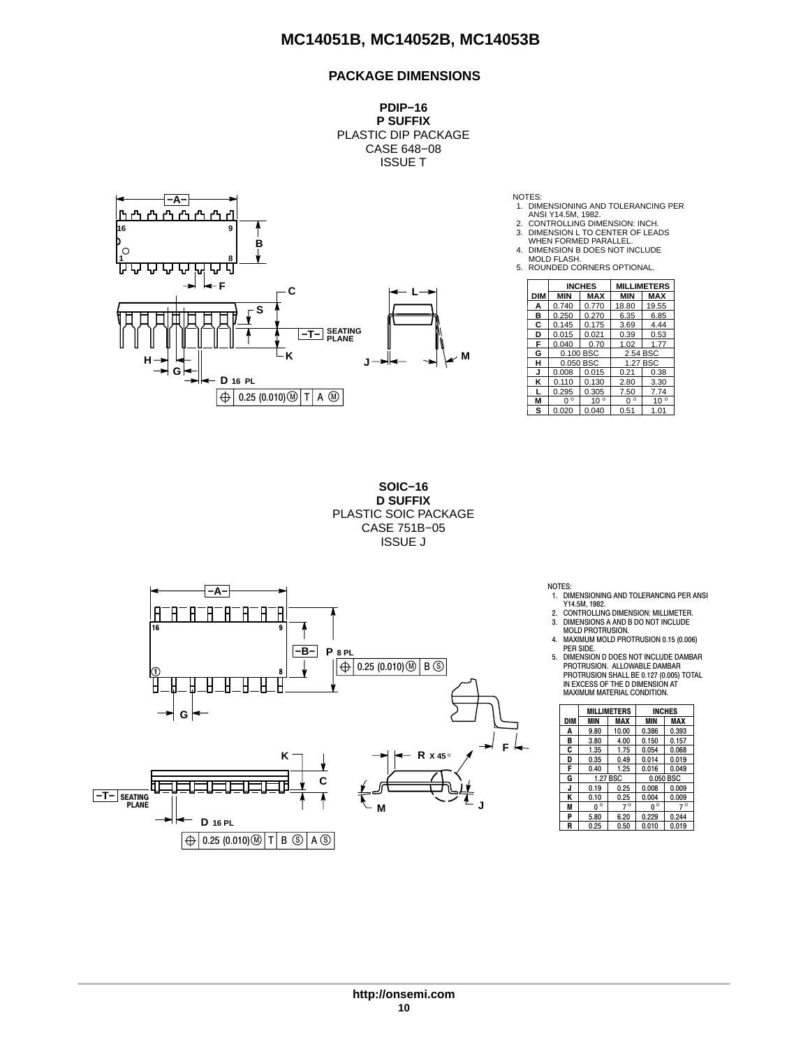## PACKAGE DIMENSIONS

**PDIP−16**
**P SUFFIX**
PLASTIC DIP PACKAGE
CASE 648−08
ISSUE T

NOTES:
1. DIMENSIONING AND TOLERANCING PER ANSI Y14.5M, 1982.
2. CONTROLLING DIMENSION: INCH.
3. DIMENSION L TO CENTER OF LEADS WHEN FORMED PARALLEL.
4. DIMENSION B DOES NOT INCLUDE MOLD FLASH.
5. ROUNDED CORNERS OPTIONAL.

| DIM | INCHES MIN | INCHES MAX | MILLIMETERS MIN | MILLIMETERS MAX |
|---|---|---|---|---|
| A | 0.740 | 0.770 | 18.80 | 19.55 |
| B | 0.250 | 0.270 | 6.35 | 6.85 |
| C | 0.145 | 0.175 | 3.69 | 4.44 |
| D | 0.015 | 0.021 | 0.39 | 0.53 |
| F | 0.040 | 0.70 | 1.02 | 1.77 |
| G | 0.100 BSC | | 2.54 BSC | |
| H | 0.050 BSC | | 1.27 BSC | |
| J | 0.008 | 0.015 | 0.21 | 0.38 |
| K | 0.110 | 0.130 | 2.80 | 3.30 |
| L | 0.295 | 0.305 | 7.50 | 7.74 |
| M | 0° | 10° | 0° | 10° |
| S | 0.020 | 0.040 | 0.51 | 1.01 |

**SOIC−16**
**D SUFFIX**
PLASTIC SOIC PACKAGE
CASE 751B−05
ISSUE J

NOTES:
1. DIMENSIONING AND TOLERANCING PER ANSI Y14.5M, 1982.
2. CONTROLLING DIMENSION: MILLIMETER.
3. DIMENSIONS A AND B DO NOT INCLUDE MOLD PROTRUSION.
4. MAXIMUM MOLD PROTRUSION 0.15 (0.006) PER SIDE.
5. DIMENSION D DOES NOT INCLUDE DAMBAR PROTRUSION. ALLOWABLE DAMBAR PROTRUSION SHALL BE 0.127 (0.005) TOTAL IN EXCESS OF THE D DIMENSION AT MAXIMUM MATERIAL CONDITION.

| DIM | MILLIMETERS MIN | MILLIMETERS MAX | INCHES MIN | INCHES MAX |
|---|---|---|---|---|
| A | 9.80 | 10.00 | 0.386 | 0.393 |
| B | 3.80 | 4.00 | 0.150 | 0.157 |
| C | 1.35 | 1.75 | 0.054 | 0.068 |
| D | 0.35 | 0.49 | 0.014 | 0.019 |
| F | 0.40 | 1.25 | 0.016 | 0.049 |
| G | 1.27 BSC | | 0.050 BSC | |
| J | 0.19 | 0.25 | 0.008 | 0.009 |
| K | 0.10 | 0.25 | 0.004 | 0.009 |
| M | 0° | 7° | 0° | 7° |
| P | 5.80 | 6.20 | 0.229 | 0.244 |
| R | 0.25 | 0.50 | 0.010 | 0.019 |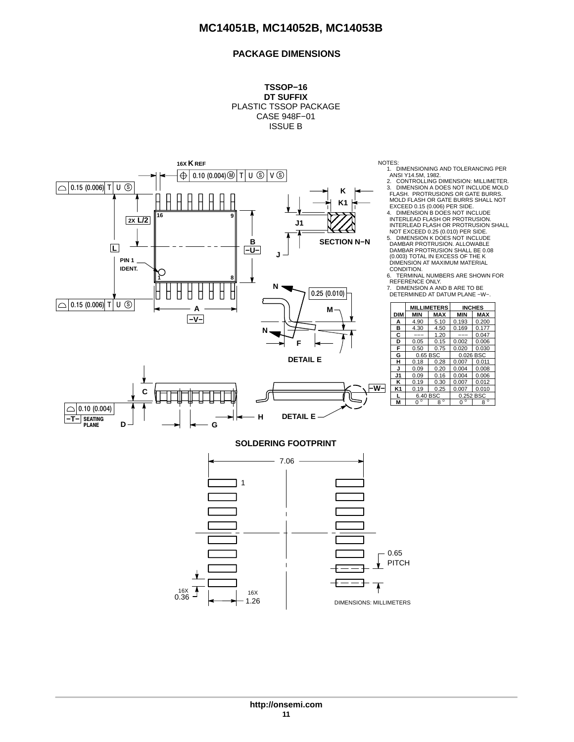# PACKAGE DIMENSIONS

**TSSOP−16**
**DT SUFFIX**
PLASTIC TSSOP PACKAGE
CASE 948F−01
ISSUE B

NOTES:
1. DIMENSIONING AND TOLERANCING PER ANSI Y14.5M, 1982.
2. CONTROLLING DIMENSION: MILLIMETER.
3. DIMENSION A DOES NOT INCLUDE MOLD FLASH. PROTRUSIONS OR GATE BURRS. MOLD FLASH OR GATE BURRS SHALL NOT EXCEED 0.15 (0.006) PER SIDE.
4. DIMENSION B DOES NOT INCLUDE INTERLEAD FLASH OR PROTRUSION. INTERLEAD FLASH OR PROTRUSION SHALL NOT EXCEED 0.25 (0.010) PER SIDE.
5. DIMENSION K DOES NOT INCLUDE DAMBAR PROTRUSION. ALLOWABLE DAMBAR PROTRUSION SHALL BE 0.08 (0.003) TOTAL IN EXCESS OF THE K DIMENSION AT MAXIMUM MATERIAL CONDITION.
6. TERMINAL NUMBERS ARE SHOWN FOR REFERENCE ONLY.
7. DIMENSION A AND B ARE TO BE DETERMINED AT DATUM PLANE −W−.

| DIM | MILLIMETERS MIN | MILLIMETERS MAX | INCHES MIN | INCHES MAX |
|---|---|---|---|---|
| A | 4.90 | 5.10 | 0.193 | 0.200 |
| B | 4.30 | 4.50 | 0.169 | 0.177 |
| C | −−− | 1.20 | −−− | 0.047 |
| D | 0.05 | 0.15 | 0.002 | 0.006 |
| F | 0.50 | 0.75 | 0.020 | 0.030 |
| G | 0.65 BSC | | 0.026 BSC | |
| H | 0.18 | 0.28 | 0.007 | 0.011 |
| J | 0.09 | 0.20 | 0.004 | 0.008 |
| J1 | 0.09 | 0.16 | 0.004 | 0.006 |
| K | 0.19 | 0.30 | 0.007 | 0.012 |
| K1 | 0.19 | 0.25 | 0.007 | 0.010 |
| L | 6.40 BSC | | 0.252 BSC | |
| M | 0° | 8° | 0° | 8° |

## SOLDERING FOOTPRINT

7.06
0.65 PITCH
16X 0.36
16X 1.26

DIMENSIONS: MILLIMETERS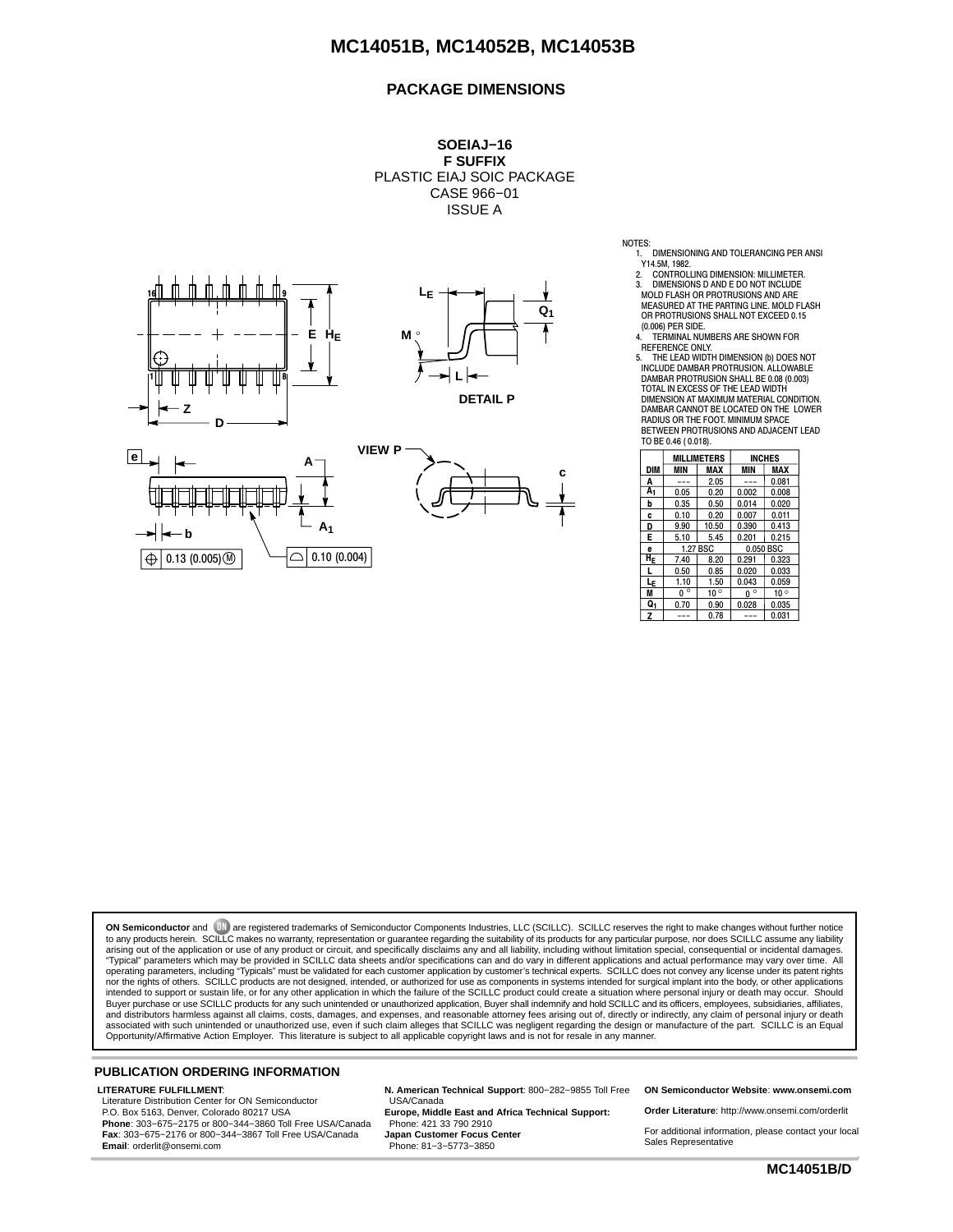## PACKAGE DIMENSIONS

**SOEIAJ−16**
**F SUFFIX**
PLASTIC EIAJ SOIC PACKAGE
CASE 966−01
ISSUE A

NOTES:
1. DIMENSIONING AND TOLERANCING PER ANSI Y14.5M, 1982.
2. CONTROLLING DIMENSION: MILLIMETER.
3. DIMENSIONS D AND E DO NOT INCLUDE MOLD FLASH OR PROTRUSIONS AND ARE MEASURED AT THE PARTING LINE. MOLD FLASH OR PROTRUSIONS SHALL NOT EXCEED 0.15 (0.006) PER SIDE.
4. TERMINAL NUMBERS ARE SHOWN FOR REFERENCE ONLY.
5. THE LEAD WIDTH DIMENSION (b) DOES NOT INCLUDE DAMBAR PROTRUSION. ALLOWABLE DAMBAR PROTRUSION SHALL BE 0.08 (0.003) TOTAL IN EXCESS OF THE LEAD WIDTH DIMENSION AT MAXIMUM MATERIAL CONDITION. DAMBAR CANNOT BE LOCATED ON THE LOWER RADIUS OR THE FOOT. MINIMUM SPACE BETWEEN PROTRUSIONS AND ADJACENT LEAD TO BE 0.46 ( 0.018).

16
9
1
8
E
$H_E$
Z
D
$L_E$
$Q_1$
M
L
DETAIL P
VIEW P
e
A
$A_1$
b
c
0.13 (0.005) M
0.10 (0.004)

| DIM | MILLIMETERS | | INCHES | |
|---|---|---|---|---|
| | MIN | MAX | MIN | MAX |
| A | --- | 2.05 | --- | 0.081 |
| $A_1$ | 0.05 | 0.20 | 0.002 | 0.008 |
| b | 0.35 | 0.50 | 0.014 | 0.020 |
| c | 0.10 | 0.20 | 0.007 | 0.011 |
| D | 9.90 | 10.50 | 0.390 | 0.413 |
| E | 5.10 | 5.45 | 0.201 | 0.215 |
| e | 1.27 BSC | | 0.050 BSC | |
| $H_E$ | 7.40 | 8.20 | 0.291 | 0.323 |
| L | 0.50 | 0.85 | 0.020 | 0.033 |
| $L_E$ | 1.10 | 1.50 | 0.043 | 0.059 |
| M | 0° | 10° | 0° | 10° |
| $Q_1$ | 0.70 | 0.90 | 0.028 | 0.035 |
| Z | --- | 0.78 | --- | 0.031 |

**ON Semiconductor** and ON are registered trademarks of Semiconductor Components Industries, LLC (SCILLC). SCILLC reserves the right to make changes without further notice to any products herein. SCILLC makes no warranty, representation or guarantee regarding the suitability of its products for any particular purpose, nor does SCILLC assume any liability arising out of the application or use of any product or circuit, and specifically disclaims any and all liability, including without limitation special, consequential or incidental damages. "Typical" parameters which may be provided in SCILLC data sheets and/or specifications can and do vary in different applications and actual performance may vary over time. All operating parameters, including "Typicals" must be validated for each customer application by customer's technical experts. SCILLC does not convey any license under its patent rights nor the rights of others. SCILLC products are not designed, intended, or authorized for use as components in systems intended for surgical implant into the body, or other applications intended to support or sustain life, or for any other application in which the failure of the SCILLC product could create a situation where personal injury or death may occur. Should Buyer purchase or use SCILLC products for any such unintended or unauthorized application, Buyer shall indemnify and hold SCILLC and its officers, employees, subsidiaries, affiliates, and distributors harmless against all claims, costs, damages, and expenses, and reasonable attorney fees arising out of, directly or indirectly, any claim of personal injury or death associated with such unintended or unauthorized use, even if such claim alleges that SCILLC was negligent regarding the design or manufacture of the part. SCILLC is an Equal Opportunity/Affirmative Action Employer. This literature is subject to all applicable copyright laws and is not for resale in any manner.

### PUBLICATION ORDERING INFORMATION

**LITERATURE FULFILLMENT**:
Literature Distribution Center for ON Semiconductor
P.O. Box 5163, Denver, Colorado 80217 USA
**Phone**: 303−675−2175 or 800−344−3860 Toll Free USA/Canada
**Fax**: 303−675−2176 or 800−344−3867 Toll Free USA/Canada
**Email**: orderlit@onsemi.com

**N. American Technical Support**: 800−282−9855 Toll Free USA/Canada
**Europe, Middle East and Africa Technical Support:**
Phone: 421 33 790 2910
**Japan Customer Focus Center**
Phone: 81−3−5773−3850

**ON Semiconductor Website**: **www.onsemi.com**

**Order Literature**: http://www.onsemi.com/orderlit

For additional information, please contact your local Sales Representative

**MC14051B/D**